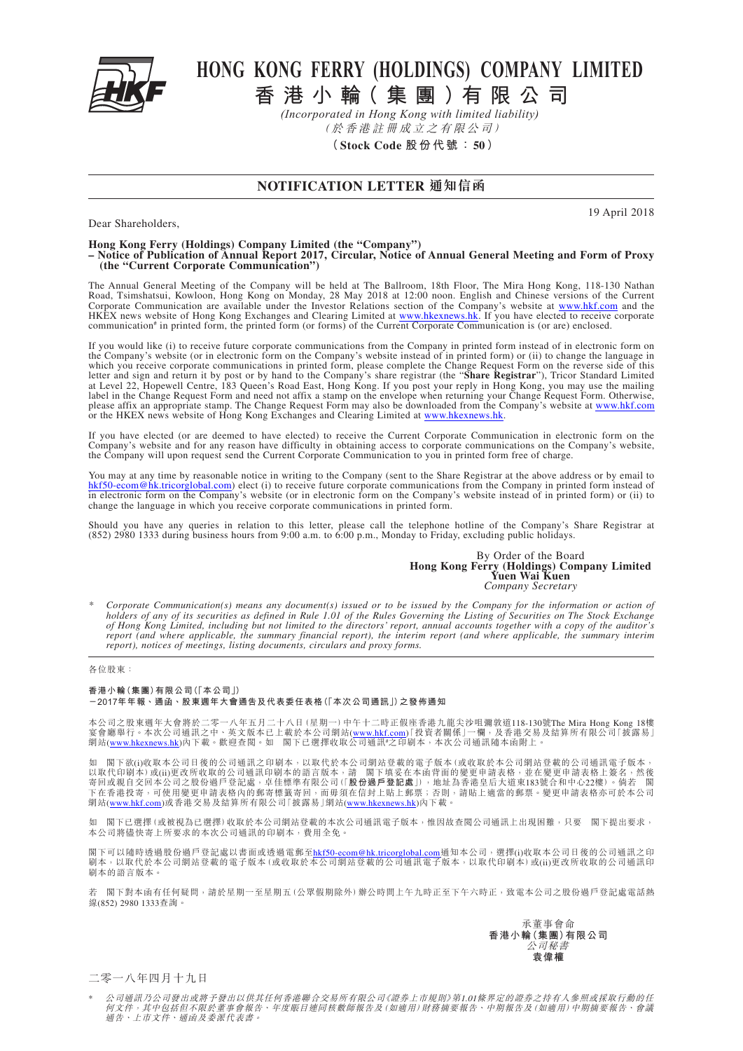# HONG KONG FERRY (HOLDINGS) COMPANY LIMITED
# 香港小輪（集團）有限公司

*(Incorporated in Hong Kong with limited liability)*
*（於香港註冊成立之有限公司）*

**（Stock Code 股份代號：50）**

## NOTIFICATION LETTER 通知信函

19 April 2018

Dear Shareholders,

**Hong Kong Ferry (Holdings) Company Limited (the "Company")**
**– Notice of Publication of Annual Report 2017, Circular, Notice of Annual General Meeting and Form of Proxy (the "Current Corporate Communication")**

The Annual General Meeting of the Company will be held at The Ballroom, 18th Floor, The Mira Hong Kong, 118-130 Nathan Road, Tsimshatsui, Kowloon, Hong Kong on Monday, 28 May 2018 at 12:00 noon. English and Chinese versions of the Current Corporate Communication are available under the Investor Relations section of the Company's website at www.hkf.com and the HKEX news website of Hong Kong Exchanges and Clearing Limited at www.hkexnews.hk. If you have elected to receive corporate communication# in printed form, the printed form (or forms) of the Current Corporate Communication is (or are) enclosed.

If you would like (i) to receive future corporate communications from the Company in printed form instead of in electronic form on the Company's website (or in electronic form on the Company's website instead of in printed form) or (ii) to change the language in which you receive corporate communications in printed form, please complete the Change Request Form on the reverse side of this letter and sign and return it by post or by hand to the Company's share registrar (the "**Share Registrar**"), Tricor Standard Limited at Level 22, Hopewell Centre, 183 Queen's Road East, Hong Kong. If you post your reply in Hong Kong, you may use the mailing label in the Change Request Form and need not affix a stamp on the envelope when returning your Change Request Form. Otherwise, please affix an appropriate stamp. The Change Request Form may also be downloaded from the Company's website at www.hkf.com or the HKEX news website of Hong Kong Exchanges and Clearing Limited at www.hkexnews.hk.

If you have elected (or are deemed to have elected) to receive the Current Corporate Communication in electronic form on the Company's website and for any reason have difficulty in obtaining access to corporate communications on the Company's website, the Company will upon request send the Current Corporate Communication to you in printed form free of charge.

You may at any time by reasonable notice in writing to the Company (sent to the Share Registrar at the above address or by email to hkf50-ecom@hk.tricorglobal.com) elect (i) to receive future corporate communications from the Company in printed form instead of in electronic form on the Company's website (or in electronic form on the Company's website instead of in printed form) or (ii) to change the language in which you receive corporate communications in printed form.

Should you have any queries in relation to this letter, please call the telephone hotline of the Company's Share Registrar at (852) 2980 1333 during business hours from 9:00 a.m. to 6:00 p.m., Monday to Friday, excluding public holidays.

By Order of the Board
**Hong Kong Ferry (Holdings) Company Limited**
**Yuen Wai Kuen**
*Company Secretary*

\# *Corporate Communication(s) means any document(s) issued or to be issued by the Company for the information or action of holders of any of its securities as defined in Rule 1.01 of the Rules Governing the Listing of Securities on The Stock Exchange of Hong Kong Limited, including but not limited to the directors' report, annual accounts together with a copy of the auditor's report (and where applicable, the summary financial report), the interim report (and where applicable, the summary interim report), notices of meetings, listing documents, circulars and proxy forms.*

---

各位股東：

**香港小輪（集團）有限公司（「本公司」）**
**－2017年年報、通函、股東週年大會通告及代表委任表格（「本次公司通訊」）之發佈通知**

本公司之股東週年大會將於二零一八年五月二十八日（星期一）中午十二時正假座香港九龍尖沙咀彌敦道118-130號The Mira Hong Kong 18樓宴會廳舉行。本次公司通訊之中、英文版本已上載於本公司網站(www.hkf.com)「投資者關係」一欄，及香港交易及結算所有限公司「披露易」網站(www.hkexnews.hk)內下載。歡迎查閱。如 閣下已選擇收取公司通訊#之印刷本，本次公司通訊隨本函附上。

如 閣下欲(i)收取本公司日後的公司通訊之印刷本，以取代於本公司網站登載的電子版本（或收取於本公司網站登載的公司通訊電子版本，以取代印刷本）或(ii)更改所收取的公司通訊印刷本的語言版本，請 閣下填妥在本函背面的變更申請表格，並在變更申請表格上簽名，然後寄回或親自交回本公司之股份過戶登記處，卓佳標準有限公司（「**股份過戶登記處**」），地址為香港皇后大道東183號合和中心22樓）。倘若 閣下在香港投寄，可使用變更申請表格內的郵寄標籤寄回，而毋須在信封上貼上郵票；否則，請貼上適當的郵票。變更申請表格亦可於本公司網站(www.hkf.com)或香港交易及結算所有限公司「披露易」網站(www.hkexnews.hk)內下載。

如 閣下已選擇（或被視為已選擇）收取於本公司網站登載的本次公司通訊電子版本，惟因故查閱公司通訊上出現困難，只要 閣下提出要求，本公司將儘快寄上所要求的本次公司通訊的印刷本，費用全免。

閣下可以隨時透過股份過戶登記處以書面或透過電郵至hkf50-ecom@hk.tricorglobal.com通知本公司，選擇(i)收取本公司日後的公司通訊之印刷本，以取代於本公司網站登載的電子版本（或收取於本公司網站登載的公司通訊電子版本，以取代印刷本）或(ii)更改所收取的公司通訊印刷本的語言版本。

若 閣下對本函有任何疑問，請於星期一至星期五（公眾假期除外）辦公時間上午九時正至下午六時正，致電本公司之股份過戶登記處電話熱線(852) 2980 1333查詢。

承董事會命
**香港小輪（集團）有限公司**
*公司秘書*
**袁偉權**

二零一八年四月十九日

\# *公司通訊乃公司發出或將予發出以供其任何香港聯合交易所有限公司《證券上市規則》第1.01條界定的證券之持有人參照或採取行動的任何文件，其中包括但不限於董事會報告、年度賬目連同核數師報告及（如適用）財務摘要報告、中期報告及（如適用）中期摘要報告、會議通告、上市文件、通函及委派代表書。*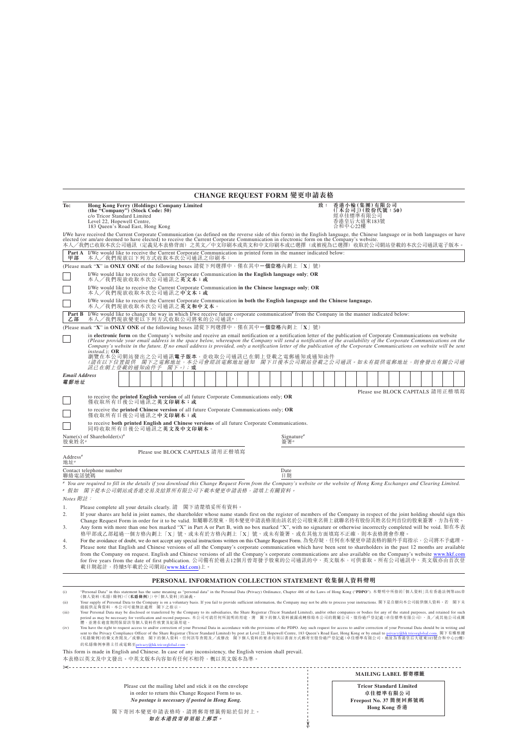# CHANGE REQUEST FORM 變更申請表格

**To:** **Hong Kong Ferry (Holdings) Company Limited**
**(the "Company") (Stock Code: 50)**
c/o Tricor Standard Limited
Level 22, Hopewell Centre,
183 Queen's Road East, Hong Kong

**致：** **香港小輪(集團)有限公司**
**(「本公司」)(股份代號：50)**
經卓佳標準有限公司
香港皇后大道東183號
合和中心22樓

I/We have received the Current Corporate Communication (as defined on the reverse side of this form) in the English language, the Chinese language or in both languages or have elected (or am/are deemed to have elected) to receive the Current Corporate Communication in electronic form on the Company's website.
本人／我們已收取本次公司通訊（定義見本表格背面）之英文／中文印刷本或英文和中文印刷本或已選擇（或被視為已選擇）收取於公司網站登載的本次公司通訊電子版本。

**Part A 甲部** I/We would like to receive the Current Corporate Communication in printed form in the manner indicated below:
本人／我們現欲以下列方式收取本次公司通訊之印刷本：

(Please mark "**X**" in **ONLY ONE** of the following boxes 請從下列選擇中，僅在其中**一個空格**內劃上「**X**」號)

☐ I/We would like to receive the Current Corporate Communication **in the English language only**; **OR**
本人／我們現欲收取本次公司通訊之**英文本；或**

☐ I/We would like to receive the Current Corporate Communication **in the Chinese language only**; **OR**
本人／我們現欲收取本次公司通訊之**中文本；或**

☐ I/We would like to receive the Current Corporate Communication **in both the English language and the Chinese language.**
本人／我們現欲收取本次公司通訊之**英文和中文本**。

**Part B 乙部** I/We would like to change the way in which I/We receive future corporate communication# from the Company in the manner indicated below:
本人／我們現欲變更以下列方式收取公司將來的公司通訊#：

(Please mark "**X**" in **ONLY ONE** of the following boxes 請從下列選擇中，僅在其中**一個空格**內劃上「**X**」號)

☐ in **electronic form** on the Company's website and receive an email notification or a notification letter of the publication of Corporate Communications on website *(Please provide your email address in the space below, whereupon the Company will send a notification of the availability of the Corporate Communications on the Company's website in the future. If no email address is provided, only a notification letter of the publication of the Corporate Communications on website will be sent instead.)*; **OR**
瀏覽在本公司網站發出之公司通訊**電子版本**，並收取公司通訊已在網上登載之電郵通知或通知函件
*(請在以下位置提供　閣下之電郵地址，本公司會經該電郵地址通知　閣下日後本公司網站登載之公司通訊。如未有提供電郵地址，則會發出有關公司通訊已在網上登載的通知函件予　閣下。)*；**或**

***Email Address 電郵地址*** ______________________________

Please use BLOCK CAPITALS 請用正楷填寫

☐ to receive the **printed English version** of all future Corporate Communications only; **OR**
僅收取所有日後公司通訊之**英文印刷本；或**

☐ to receive the **printed Chinese version** of all future Corporate Communications only; **OR**
僅收取所有日後公司通訊之**中文印刷本；或**

☐ to receive **both printed English and Chinese versions** of all future Corporate Communications.
同時收取所有日後公司通訊之**英文及中文印刷本**。

Name(s) of Shareholder(s)# 股東姓名# ______________________ Signature# 簽署# ______________________

Please use BLOCK CAPITALS 請用正楷填寫

Address# 地址# ______________________

Contact telephone number 聯絡電話號碼 ______________________ Date 日期 ______________________

*# You are required to fill in the details if you download this Change Request Form from the Company's website or the website of Hong Kong Exchanges and Clearing Limited.*
*# 假如　閣下從本公司網站或香港交易及結算所有限公司下載本變更申請表格，請填上有關資料。*

*Notes 附註：*

1. Please complete all your details clearly. 請　閣下清楚填妥所有資料。
2. If your shares are held in joint names, the shareholder whose name stands first on the register of members of the Company in respect of the joint holding should sign this Change Request Form in order for it to be valid. 如屬聯名股東，則本變更申請表格須由該名於公司股東名冊上就聯名持有股份其姓名位列首位的股東簽署，方為有效。
3. Any form with more than one box marked "X" in Part A or Part B, with no box marked "X", with no signature or otherwise incorrectly completed will be void. 如在本表格甲部或乙部超過一個方格內劃上「X」號、或未有於方格內劃上「X」號、或未有簽署、或在其他方面填寫不正確，則本表格將會作廢。
4. For the avoidance of doubt, we do not accept any special instructions written on this Change Request Form. 為免存疑，任何在本變更申請表格的額外手寫指示，公司將不予處理。
5. Please note that English and Chinese versions of all the Company's corporate communication which have been sent to shareholders in the past 12 months are available from the Company on request. English and Chinese versions of all the Company's corporate communications are also available on the Company's website www.hkf.com for five years from the date of first publication. 公司備有於過去12個月曾寄發予股東的公司通訊的中、英文版本，可供索取。所有公司通訊中、英文版亦由首次登載日期起計，持續5年載於公司網站(www.hkf.com)上。

## PERSONAL INFORMATION COLLECTION STATEMENT 收集個人資料聲明

(i) "Personal Data" in this statement has the same meaning as "personal data" in the Personal Data (Privacy) Ordinance, Chapter 486 of the Laws of Hong Kong ("**PDPO**"). 本聲明中所指的「個人資料」具有香港法例第486章《個人資料(私隱)條例》(「《**私隱條例**》」)中「個人資料」的涵義。

(ii) Your supply of Personal Data to the Company is on a voluntary basis. If you fail to provide sufficient information, the Company may not be able to process your instructions. 閣下是自願向本公司提供個人資料，若　閣下未能提供足夠資料，本公司可能無法處理　閣下之指示。

(iii) Your Personal Data may be disclosed or transferred by the Company to its subsidiaries, the Share Registrar (Tricor Standard Limited), and/or other companies or bodies for any of the stated purposes, and retained for such period as may be necessary for verification and record purposes. 本公司可就任何所說明的用途，將　閣下的個人資料披露或轉移給本公司的附屬公司、股份過戶登記處(卓佳標準有限公司)、及／或其他公司或團體，並將在適當期間保留該等個人資料作核實及紀錄用途。

(iv) You have the right to request access to and/or correction of your Personal Data in accordance with the provisions of the PDPO. Any such request for access to and/or correction of your Personal Data should be in writing and sent to the Privacy Compliance Officer of the Share Registrar (Tricor Standard Limited) by post at Level 22, Hopewell Centre, 183 Queen's Road East, Hong Kong or by email to privacy@hk.tricorglobal.com. 閣下有權根據《私隱條例》的條文查閱及／或修改　閣下的個人資料。任何該等查閱及／或修改　閣下個人資料的要求均須以書面方式郵寄至股份過戶登記處(卓佳標準有限公司，地址為香港皇后大道東183號合和中心22樓)的私隱條例事務主任或電郵至privacy@hk.tricorglobal.com。

This form is made in English and Chinese. In case of any inconsistency, the English version shall prevail.
本表格以英文及中文發出。中英文版本內容如有任何不相符，概以英文版本為準。

Please cut the mailing label and stick it on the envelope in order to return this Change Request Form to us.
*No postage is necessary if posted in Hong Kong.*

閣下寄回本變更申請表格時，請將郵寄標籤剪貼於信封上。
*如在本港投寄毋須貼上郵票。*

**MAILING LABEL 郵寄標籤**

**Tricor Standard Limited**
**卓佳標準有限公司**
**Freepost No. 37 簡便回郵號碼**
**Hong Kong 香港**